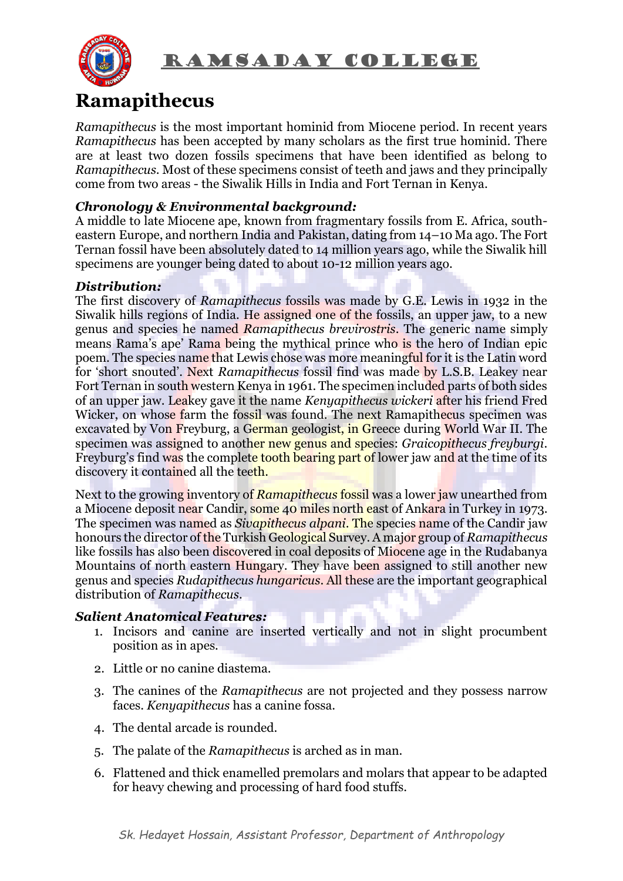# Ramapithecus

*Ramapithecus* is the most important hominid from Miocene period. In recent years *Ramapithecus* has been accepted by many scholars as the first true hominid. There are at least two dozen fossils specimens that have been identified as belong to *Ramapithecus*. Most of these specimens consist of teeth and jaws and they principally come from two areas - the Siwalik Hills in India and Fort Ternan in Kenya.

***Chronology & Environmental background:***

A middle to late Miocene ape, known from fragmentary fossils from E. Africa, south-eastern Europe, and northern India and Pakistan, dating from 14–10 Ma ago. The Fort Ternan fossil have been absolutely dated to 14 million years ago, while the Siwalik hill specimens are younger being dated to about 10-12 million years ago.

***Distribution:***

The first discovery of *Ramapithecus* fossils was made by G.E. Lewis in 1932 in the Siwalik hills regions of India. He assigned one of the fossils, an upper jaw, to a new genus and species he named *Ramapithecus brevirostris*. The generic name simply means Rama's ape' Rama being the mythical prince who is the hero of Indian epic poem. The species name that Lewis chose was more meaningful for it is the Latin word for 'short snouted'. Next *Ramapithecus* fossil find was made by L.S.B. Leakey near Fort Ternan in south western Kenya in 1961. The specimen included parts of both sides of an upper jaw. Leakey gave it the name *Kenyapithecus wickeri* after his friend Fred Wicker, on whose farm the fossil was found. The next Ramapithecus specimen was excavated by Von Freyburg, a German geologist, in Greece during World War II. The specimen was assigned to another new genus and species: *Graicopithecus freyburgi*. Freyburg's find was the complete tooth bearing part of lower jaw and at the time of its discovery it contained all the teeth.

Next to the growing inventory of *Ramapithecus* fossil was a lower jaw unearthed from a Miocene deposit near Candir, some 40 miles north east of Ankara in Turkey in 1973. The specimen was named as *Sivapithecus alpani*. The species name of the Candir jaw honours the director of the Turkish Geological Survey. A major group of *Ramapithecus* like fossils has also been discovered in coal deposits of Miocene age in the Rudabanya Mountains of north eastern Hungary. They have been assigned to still another new genus and species *Rudapithecus hungaricus*. All these are the important geographical distribution of *Ramapithecus*.

***Salient Anatomical Features:***

1. Incisors and canine are inserted vertically and not in slight procumbent position as in apes.
2. Little or no canine diastema.
3. The canines of the *Ramapithecus* are not projected and they possess narrow faces. *Kenyapithecus* has a canine fossa.
4. The dental arcade is rounded.
5. The palate of the *Ramapithecus* is arched as in man.
6. Flattened and thick enamelled premolars and molars that appear to be adapted for heavy chewing and processing of hard food stuffs.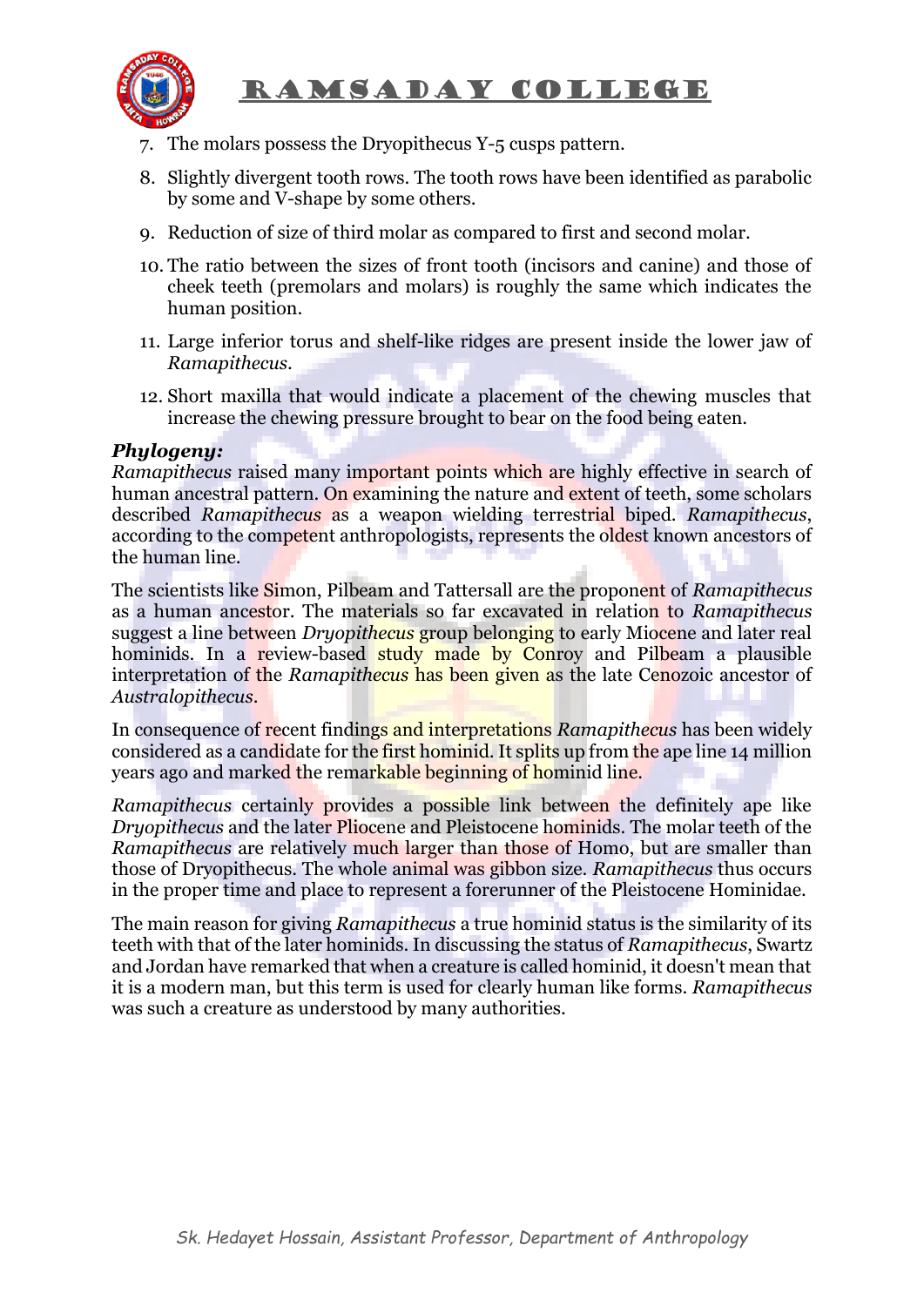7. The molars possess the Dryopithecus Y-5 cusps pattern.
8. Slightly divergent tooth rows. The tooth rows have been identified as parabolic by some and V-shape by some others.
9. Reduction of size of third molar as compared to first and second molar.
10. The ratio between the sizes of front tooth (incisors and canine) and those of cheek teeth (premolars and molars) is roughly the same which indicates the human position.
11. Large inferior torus and shelf-like ridges are present inside the lower jaw of *Ramapithecus*.
12. Short maxilla that would indicate a placement of the chewing muscles that increase the chewing pressure brought to bear on the food being eaten.

***Phylogeny:***

*Ramapithecus* raised many important points which are highly effective in search of human ancestral pattern. On examining the nature and extent of teeth, some scholars described *Ramapithecus* as a weapon wielding terrestrial biped. *Ramapithecus*, according to the competent anthropologists, represents the oldest known ancestors of the human line.

The scientists like Simon, Pilbeam and Tattersall are the proponent of *Ramapithecus* as a human ancestor. The materials so far excavated in relation to *Ramapithecus* suggest a line between *Dryopithecus* group belonging to early Miocene and later real hominids. In a review-based study made by Conroy and Pilbeam a plausible interpretation of the *Ramapithecus* has been given as the late Cenozoic ancestor of *Australopithecus*.

In consequence of recent findings and interpretations *Ramapithecus* has been widely considered as a candidate for the first hominid. It splits up from the ape line 14 million years ago and marked the remarkable beginning of hominid line.

*Ramapithecus* certainly provides a possible link between the definitely ape like *Dryopithecus* and the later Pliocene and Pleistocene hominids. The molar teeth of the *Ramapithecus* are relatively much larger than those of Homo, but are smaller than those of Dryopithecus. The whole animal was gibbon size. *Ramapithecus* thus occurs in the proper time and place to represent a forerunner of the Pleistocene Hominidae.

The main reason for giving *Ramapithecus* a true hominid status is the similarity of its teeth with that of the later hominids. In discussing the status of *Ramapithecus*, Swartz and Jordan have remarked that when a creature is called hominid, it doesn't mean that it is a modern man, but this term is used for clearly human like forms. *Ramapithecus* was such a creature as understood by many authorities.